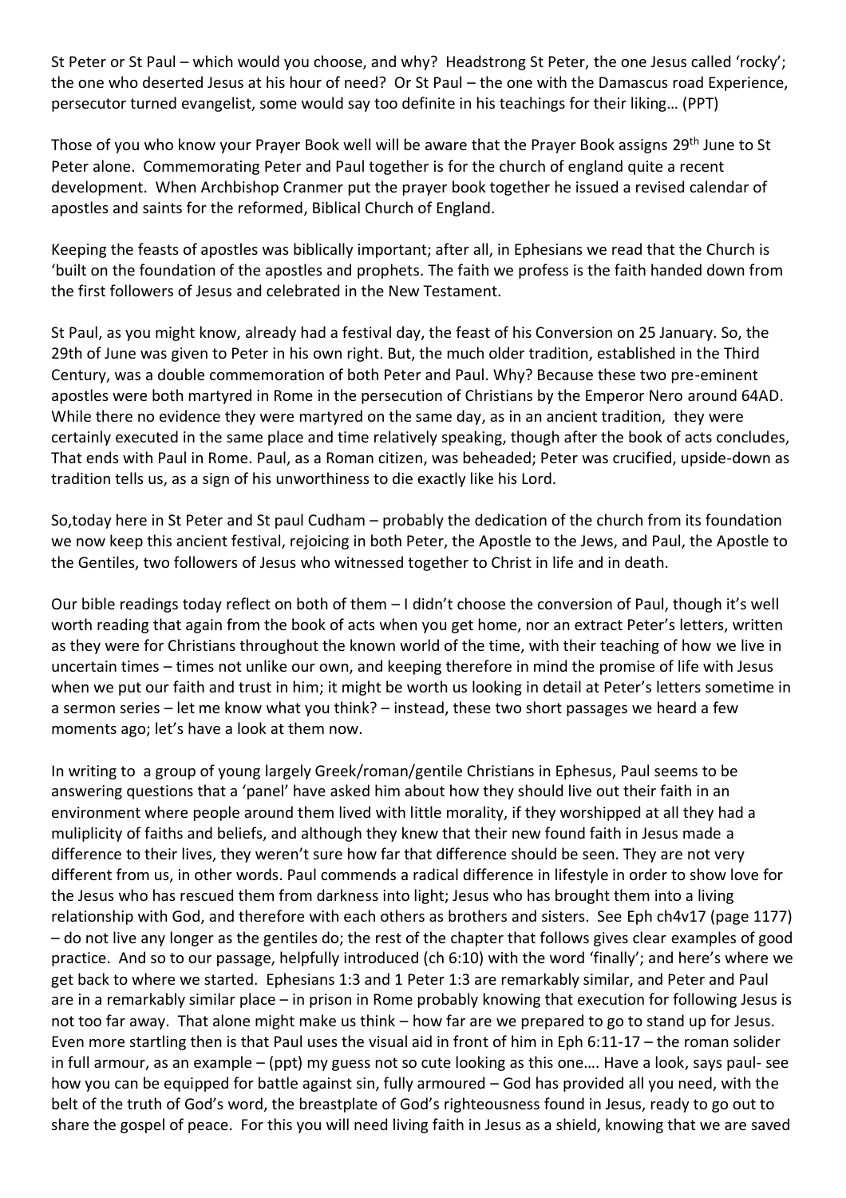St Peter or St Paul – which would you choose, and why? Headstrong St Peter, the one Jesus called 'rocky'; the one who deserted Jesus at his hour of need? Or St Paul – the one with the Damascus road Experience, persecutor turned evangelist, some would say too definite in his teachings for their liking… (PPT)

Those of you who know your Prayer Book well will be aware that the Prayer Book assigns 29th June to St Peter alone. Commemorating Peter and Paul together is for the church of england quite a recent development. When Archbishop Cranmer put the prayer book together he issued a revised calendar of apostles and saints for the reformed, Biblical Church of England.

Keeping the feasts of apostles was biblically important; after all, in Ephesians we read that the Church is 'built on the foundation of the apostles and prophets. The faith we profess is the faith handed down from the first followers of Jesus and celebrated in the New Testament.

St Paul, as you might know, already had a festival day, the feast of his Conversion on 25 January. So, the 29th of June was given to Peter in his own right. But, the much older tradition, established in the Third Century, was a double commemoration of both Peter and Paul. Why? Because these two pre-eminent apostles were both martyred in Rome in the persecution of Christians by the Emperor Nero around 64AD. While there no evidence they were martyred on the same day, as in an ancient tradition, they were certainly executed in the same place and time relatively speaking, though after the book of acts concludes, That ends with Paul in Rome. Paul, as a Roman citizen, was beheaded; Peter was crucified, upside-down as tradition tells us, as a sign of his unworthiness to die exactly like his Lord.

So,today here in St Peter and St paul Cudham – probably the dedication of the church from its foundation we now keep this ancient festival, rejoicing in both Peter, the Apostle to the Jews, and Paul, the Apostle to the Gentiles, two followers of Jesus who witnessed together to Christ in life and in death.

Our bible readings today reflect on both of them – I didn't choose the conversion of Paul, though it's well worth reading that again from the book of acts when you get home, nor an extract Peter's letters, written as they were for Christians throughout the known world of the time, with their teaching of how we live in uncertain times – times not unlike our own, and keeping therefore in mind the promise of life with Jesus when we put our faith and trust in him; it might be worth us looking in detail at Peter's letters sometime in a sermon series – let me know what you think? – instead, these two short passages we heard a few moments ago; let's have a look at them now.

In writing to a group of young largely Greek/roman/gentile Christians in Ephesus, Paul seems to be answering questions that a 'panel' have asked him about how they should live out their faith in an environment where people around them lived with little morality, if they worshipped at all they had a muliplicity of faiths and beliefs, and although they knew that their new found faith in Jesus made a difference to their lives, they weren't sure how far that difference should be seen. They are not very different from us, in other words. Paul commends a radical difference in lifestyle in order to show love for the Jesus who has rescued them from darkness into light; Jesus who has brought them into a living relationship with God, and therefore with each others as brothers and sisters. See Eph ch4v17 (page 1177) – do not live any longer as the gentiles do; the rest of the chapter that follows gives clear examples of good practice. And so to our passage, helpfully introduced (ch 6:10) with the word 'finally'; and here's where we get back to where we started. Ephesians 1:3 and 1 Peter 1:3 are remarkably similar, and Peter and Paul are in a remarkably similar place – in prison in Rome probably knowing that execution for following Jesus is not too far away. That alone might make us think – how far are we prepared to go to stand up for Jesus. Even more startling then is that Paul uses the visual aid in front of him in Eph 6:11-17 – the roman solider in full armour, as an example – (ppt) my guess not so cute looking as this one…. Have a look, says paul- see how you can be equipped for battle against sin, fully armoured – God has provided all you need, with the belt of the truth of God's word, the breastplate of God's righteousness found in Jesus, ready to go out to share the gospel of peace. For this you will need living faith in Jesus as a shield, knowing that we are saved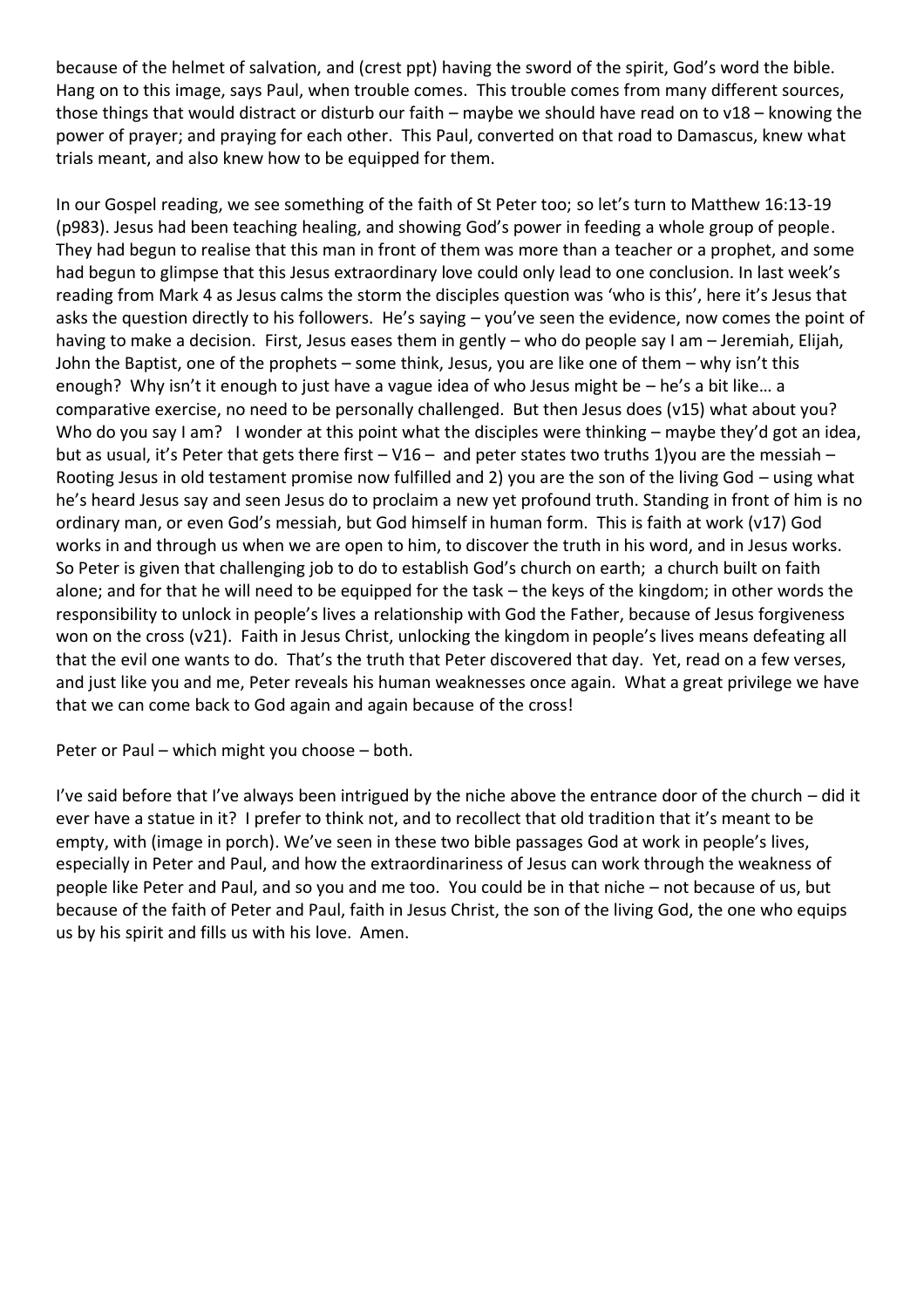because of the helmet of salvation, and (crest ppt) having the sword of the spirit, God's word the bible. Hang on to this image, says Paul, when trouble comes. This trouble comes from many different sources, those things that would distract or disturb our faith – maybe we should have read on to v18 – knowing the power of prayer; and praying for each other. This Paul, converted on that road to Damascus, knew what trials meant, and also knew how to be equipped for them.

In our Gospel reading, we see something of the faith of St Peter too; so let's turn to Matthew 16:13-19 (p983). Jesus had been teaching healing, and showing God's power in feeding a whole group of people. They had begun to realise that this man in front of them was more than a teacher or a prophet, and some had begun to glimpse that this Jesus extraordinary love could only lead to one conclusion. In last week's reading from Mark 4 as Jesus calms the storm the disciples question was 'who is this', here it's Jesus that asks the question directly to his followers. He's saying – you've seen the evidence, now comes the point of having to make a decision. First, Jesus eases them in gently – who do people say I am – Jeremiah, Elijah, John the Baptist, one of the prophets – some think, Jesus, you are like one of them – why isn't this enough? Why isn't it enough to just have a vague idea of who Jesus might be – he's a bit like… a comparative exercise, no need to be personally challenged. But then Jesus does (v15) what about you? Who do you say I am? I wonder at this point what the disciples were thinking – maybe they'd got an idea, but as usual, it's Peter that gets there first – V16 – and peter states two truths 1)you are the messiah – Rooting Jesus in old testament promise now fulfilled and 2) you are the son of the living God – using what he's heard Jesus say and seen Jesus do to proclaim a new yet profound truth. Standing in front of him is no ordinary man, or even God's messiah, but God himself in human form. This is faith at work (v17) God works in and through us when we are open to him, to discover the truth in his word, and in Jesus works. So Peter is given that challenging job to do to establish God's church on earth; a church built on faith alone; and for that he will need to be equipped for the task – the keys of the kingdom; in other words the responsibility to unlock in people's lives a relationship with God the Father, because of Jesus forgiveness won on the cross (v21). Faith in Jesus Christ, unlocking the kingdom in people's lives means defeating all that the evil one wants to do. That's the truth that Peter discovered that day. Yet, read on a few verses, and just like you and me, Peter reveals his human weaknesses once again. What a great privilege we have that we can come back to God again and again because of the cross!

Peter or Paul – which might you choose – both.

I've said before that I've always been intrigued by the niche above the entrance door of the church – did it ever have a statue in it? I prefer to think not, and to recollect that old tradition that it's meant to be empty, with (image in porch). We've seen in these two bible passages God at work in people's lives, especially in Peter and Paul, and how the extraordinariness of Jesus can work through the weakness of people like Peter and Paul, and so you and me too. You could be in that niche – not because of us, but because of the faith of Peter and Paul, faith in Jesus Christ, the son of the living God, the one who equips us by his spirit and fills us with his love. Amen.